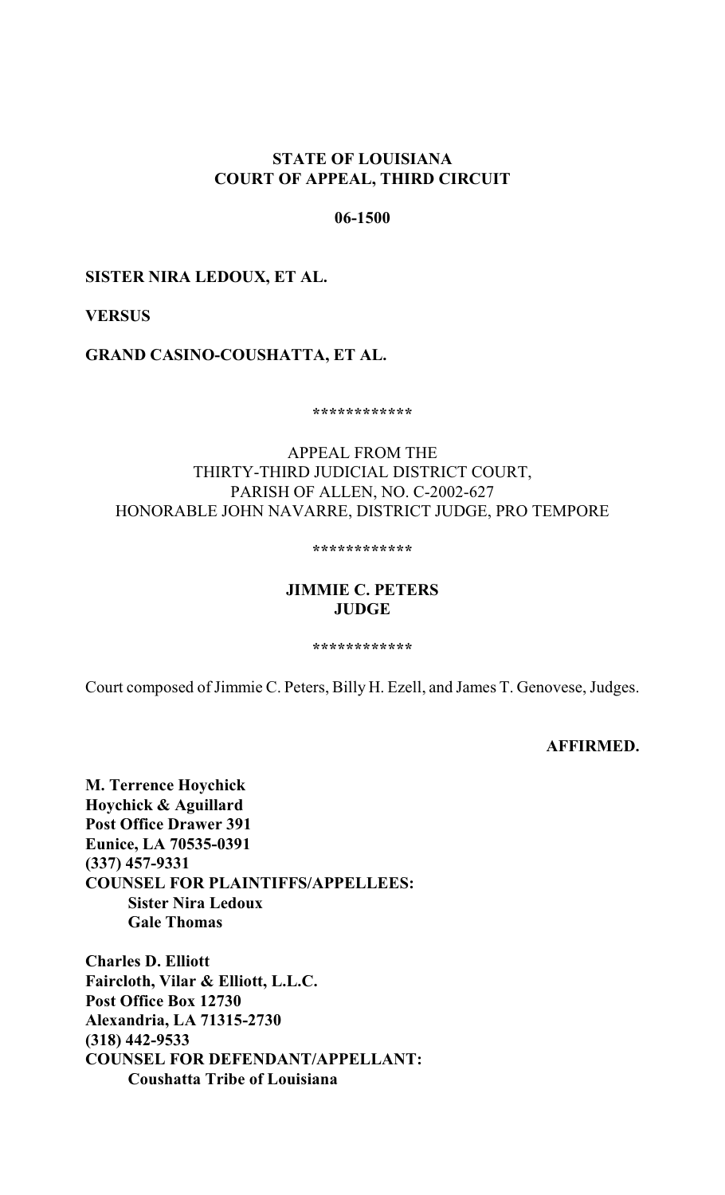**STATE OF LOUISIANA**
**COURT OF APPEAL, THIRD CIRCUIT**

**06-1500**

**SISTER NIRA LEDOUX, ET AL.**

**VERSUS**

**GRAND CASINO-COUSHATTA, ET AL.**

************

APPEAL FROM THE
THIRTY-THIRD JUDICIAL DISTRICT COURT,
PARISH OF ALLEN, NO. C-2002-627
HONORABLE JOHN NAVARRE, DISTRICT JUDGE, PRO TEMPORE

************

**JIMMIE C. PETERS**
**JUDGE**

************

Court composed of Jimmie C. Peters, Billy H. Ezell, and James T. Genovese, Judges.

**AFFIRMED.**

**M. Terrence Hoychick**
**Hoychick & Aguillard**
**Post Office Drawer 391**
**Eunice, LA 70535-0391**
**(337) 457-9331**
**COUNSEL FOR PLAINTIFFS/APPELLEES:**
**Sister Nira Ledoux**
**Gale Thomas**

**Charles D. Elliott**
**Faircloth, Vilar & Elliott, L.L.C.**
**Post Office Box 12730**
**Alexandria, LA 71315-2730**
**(318) 442-9533**
**COUNSEL FOR DEFENDANT/APPELLANT:**
**Coushatta Tribe of Louisiana**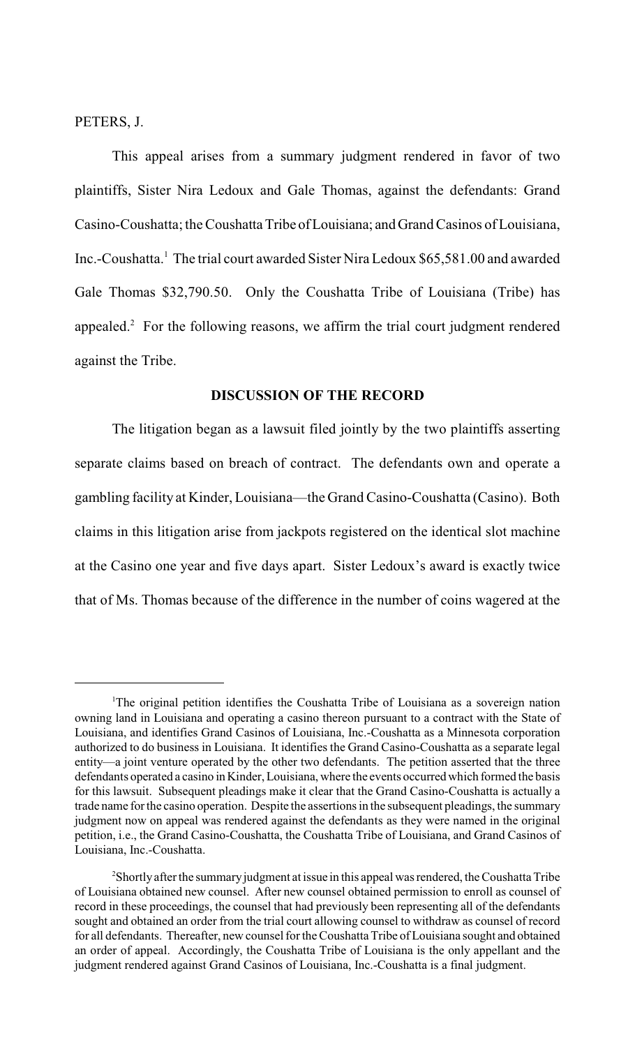PETERS, J.

This appeal arises from a summary judgment rendered in favor of two plaintiffs, Sister Nira Ledoux and Gale Thomas, against the defendants: Grand Casino-Coushatta; the Coushatta Tribe of Louisiana; and Grand Casinos of Louisiana, Inc.-Coushatta.[1] The trial court awarded Sister Nira Ledoux $65,581.00 and awarded Gale Thomas $32,790.50. Only the Coushatta Tribe of Louisiana (Tribe) has appealed.[2] For the following reasons, we affirm the trial court judgment rendered against the Tribe.

## DISCUSSION OF THE RECORD

The litigation began as a lawsuit filed jointly by the two plaintiffs asserting separate claims based on breach of contract. The defendants own and operate a gambling facility at Kinder, Louisiana—the Grand Casino-Coushatta (Casino). Both claims in this litigation arise from jackpots registered on the identical slot machine at the Casino one year and five days apart. Sister Ledoux's award is exactly twice that of Ms. Thomas because of the difference in the number of coins wagered at the

---

[1]The original petition identifies the Coushatta Tribe of Louisiana as a sovereign nation owning land in Louisiana and operating a casino thereon pursuant to a contract with the State of Louisiana, and identifies Grand Casinos of Louisiana, Inc.-Coushatta as a Minnesota corporation authorized to do business in Louisiana. It identifies the Grand Casino-Coushatta as a separate legal entity—a joint venture operated by the other two defendants. The petition asserted that the three defendants operated a casino in Kinder, Louisiana, where the events occurred which formed the basis for this lawsuit. Subsequent pleadings make it clear that the Grand Casino-Coushatta is actually a trade name for the casino operation. Despite the assertions in the subsequent pleadings, the summary judgment now on appeal was rendered against the defendants as they were named in the original petition, i.e., the Grand Casino-Coushatta, the Coushatta Tribe of Louisiana, and Grand Casinos of Louisiana, Inc.-Coushatta.

[2]Shortly after the summary judgment at issue in this appeal was rendered, the Coushatta Tribe of Louisiana obtained new counsel. After new counsel obtained permission to enroll as counsel of record in these proceedings, the counsel that had previously been representing all of the defendants sought and obtained an order from the trial court allowing counsel to withdraw as counsel of record for all defendants. Thereafter, new counsel for the Coushatta Tribe of Louisiana sought and obtained an order of appeal. Accordingly, the Coushatta Tribe of Louisiana is the only appellant and the judgment rendered against Grand Casinos of Louisiana, Inc.-Coushatta is a final judgment.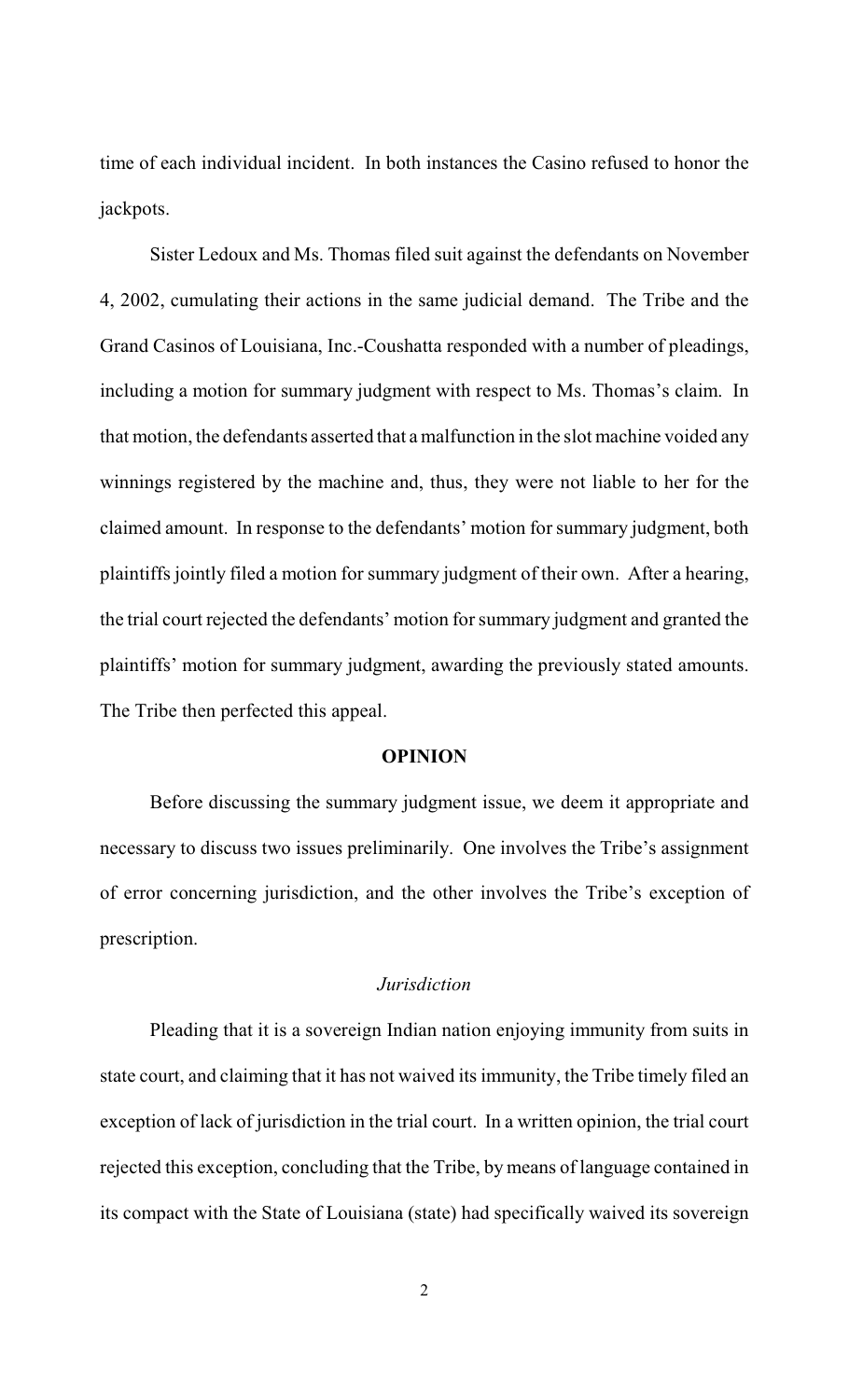time of each individual incident. In both instances the Casino refused to honor the jackpots.

Sister Ledoux and Ms. Thomas filed suit against the defendants on November 4, 2002, cumulating their actions in the same judicial demand. The Tribe and the Grand Casinos of Louisiana, Inc.-Coushatta responded with a number of pleadings, including a motion for summary judgment with respect to Ms. Thomas's claim. In that motion, the defendants asserted that a malfunction in the slot machine voided any winnings registered by the machine and, thus, they were not liable to her for the claimed amount. In response to the defendants' motion for summary judgment, both plaintiffs jointly filed a motion for summary judgment of their own. After a hearing, the trial court rejected the defendants' motion for summary judgment and granted the plaintiffs' motion for summary judgment, awarding the previously stated amounts. The Tribe then perfected this appeal.

## OPINION

Before discussing the summary judgment issue, we deem it appropriate and necessary to discuss two issues preliminarily. One involves the Tribe's assignment of error concerning jurisdiction, and the other involves the Tribe's exception of prescription.

### *Jurisdiction*

Pleading that it is a sovereign Indian nation enjoying immunity from suits in state court, and claiming that it has not waived its immunity, the Tribe timely filed an exception of lack of jurisdiction in the trial court. In a written opinion, the trial court rejected this exception, concluding that the Tribe, by means of language contained in its compact with the State of Louisiana (state) had specifically waived its sovereign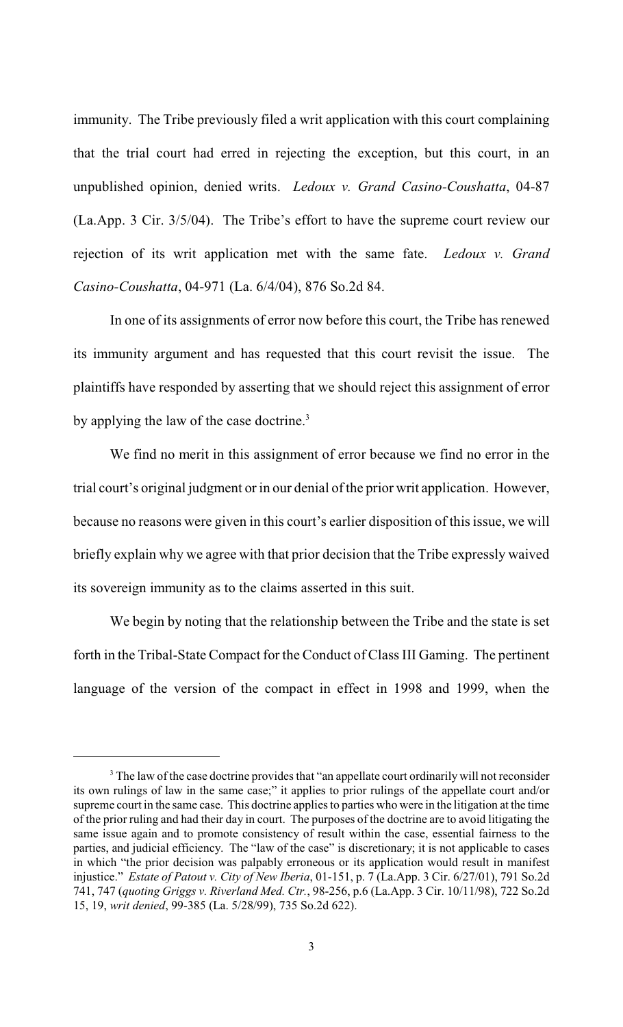immunity. The Tribe previously filed a writ application with this court complaining that the trial court had erred in rejecting the exception, but this court, in an unpublished opinion, denied writs. *Ledoux v. Grand Casino-Coushatta*, 04-87 (La.App. 3 Cir. 3/5/04). The Tribe's effort to have the supreme court review our rejection of its writ application met with the same fate. *Ledoux v. Grand Casino-Coushatta*, 04-971 (La. 6/4/04), 876 So.2d 84.

In one of its assignments of error now before this court, the Tribe has renewed its immunity argument and has requested that this court revisit the issue. The plaintiffs have responded by asserting that we should reject this assignment of error by applying the law of the case doctrine.[3]

We find no merit in this assignment of error because we find no error in the trial court's original judgment or in our denial of the prior writ application. However, because no reasons were given in this court's earlier disposition of this issue, we will briefly explain why we agree with that prior decision that the Tribe expressly waived its sovereign immunity as to the claims asserted in this suit.

We begin by noting that the relationship between the Tribe and the state is set forth in the Tribal-State Compact for the Conduct of Class III Gaming. The pertinent language of the version of the compact in effect in 1998 and 1999, when the

---

[3] The law of the case doctrine provides that "an appellate court ordinarily will not reconsider its own rulings of law in the same case;" it applies to prior rulings of the appellate court and/or supreme court in the same case. This doctrine applies to parties who were in the litigation at the time of the prior ruling and had their day in court. The purposes of the doctrine are to avoid litigating the same issue again and to promote consistency of result within the case, essential fairness to the parties, and judicial efficiency. The "law of the case" is discretionary; it is not applicable to cases in which "the prior decision was palpably erroneous or its application would result in manifest injustice." *Estate of Patout v. City of New Iberia*, 01-151, p. 7 (La.App. 3 Cir. 6/27/01), 791 So.2d 741, 747 (*quoting Griggs v. Riverland Med. Ctr.*, 98-256, p.6 (La.App. 3 Cir. 10/11/98), 722 So.2d 15, 19, *writ denied*, 99-385 (La. 5/28/99), 735 So.2d 622).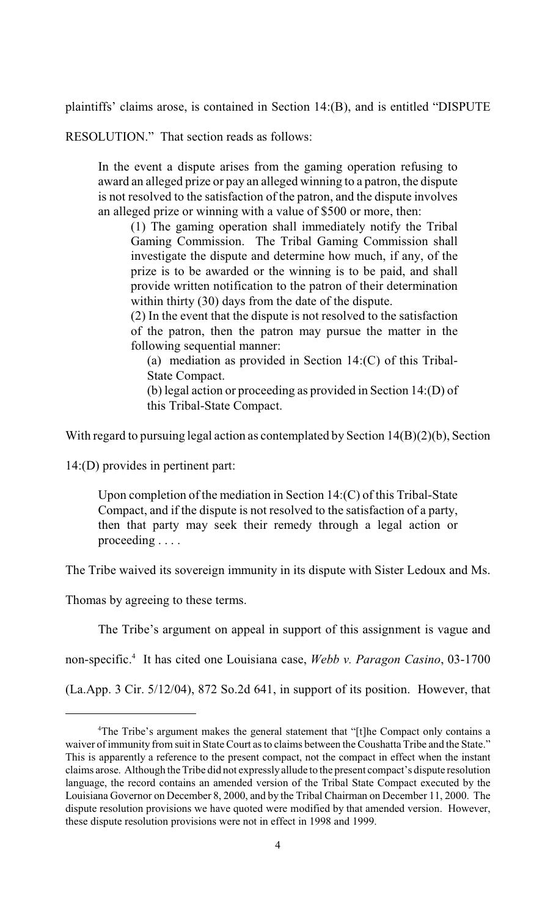plaintiffs' claims arose, is contained in Section 14:(B), and is entitled "DISPUTE RESOLUTION." That section reads as follows:

> In the event a dispute arises from the gaming operation refusing to award an alleged prize or pay an alleged winning to a patron, the dispute is not resolved to the satisfaction of the patron, and the dispute involves an alleged prize or winning with a value of $500 or more, then:
>
> (1) The gaming operation shall immediately notify the Tribal Gaming Commission. The Tribal Gaming Commission shall investigate the dispute and determine how much, if any, of the prize is to be awarded or the winning is to be paid, and shall provide written notification to the patron of their determination within thirty (30) days from the date of the dispute.
>
> (2) In the event that the dispute is not resolved to the satisfaction of the patron, then the patron may pursue the matter in the following sequential manner:
>
> (a) mediation as provided in Section 14:(C) of this Tribal-State Compact.
>
> (b) legal action or proceeding as provided in Section 14:(D) of this Tribal-State Compact.

With regard to pursuing legal action as contemplated by Section 14(B)(2)(b), Section 14:(D) provides in pertinent part:

> Upon completion of the mediation in Section 14:(C) of this Tribal-State Compact, and if the dispute is not resolved to the satisfaction of a party, then that party may seek their remedy through a legal action or proceeding . . . .

The Tribe waived its sovereign immunity in its dispute with Sister Ledoux and Ms. Thomas by agreeing to these terms.

The Tribe's argument on appeal in support of this assignment is vague and non-specific.[4] It has cited one Louisiana case, *Webb v. Paragon Casino*, 03-1700 (La.App. 3 Cir. 5/12/04), 872 So.2d 641, in support of its position. However, that

---

[4] The Tribe's argument makes the general statement that "[t]he Compact only contains a waiver of immunity from suit in State Court as to claims between the Coushatta Tribe and the State." This is apparently a reference to the present compact, not the compact in effect when the instant claims arose. Although the Tribe did not expressly allude to the present compact's dispute resolution language, the record contains an amended version of the Tribal State Compact executed by the Louisiana Governor on December 8, 2000, and by the Tribal Chairman on December 11, 2000. The dispute resolution provisions we have quoted were modified by that amended version. However, these dispute resolution provisions were not in effect in 1998 and 1999.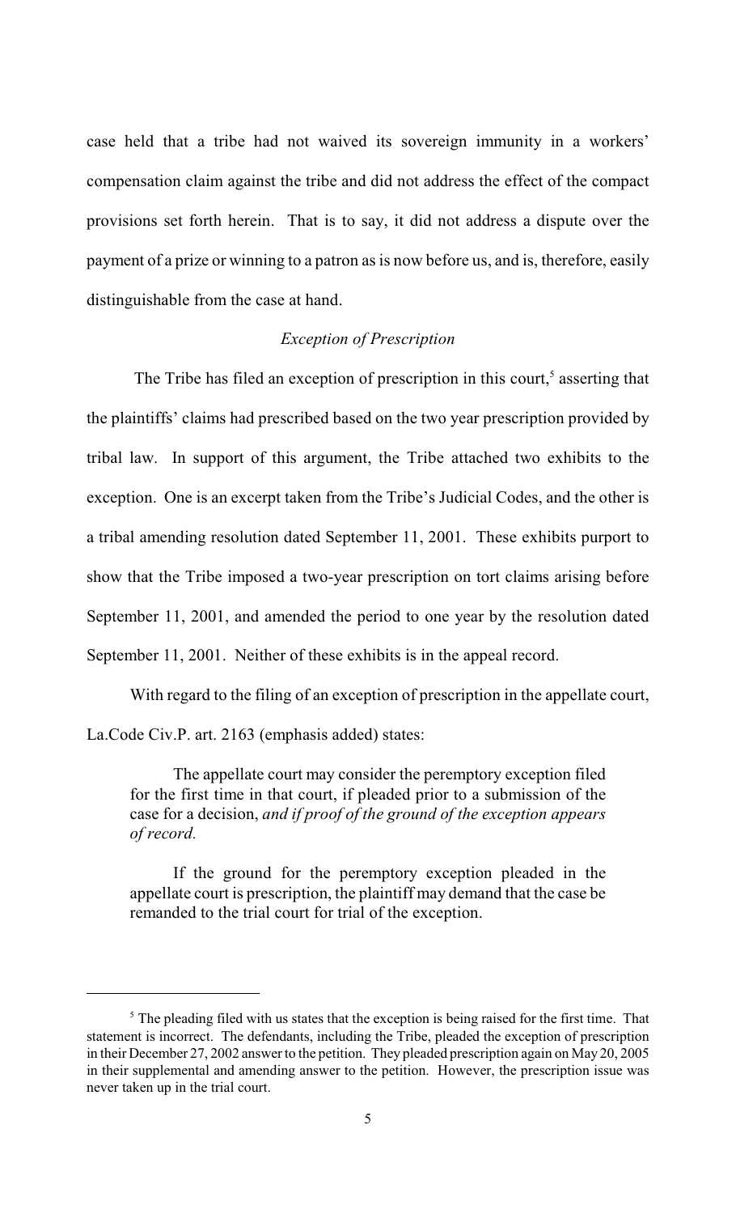case held that a tribe had not waived its sovereign immunity in a workers' compensation claim against the tribe and did not address the effect of the compact provisions set forth herein. That is to say, it did not address a dispute over the payment of a prize or winning to a patron as is now before us, and is, therefore, easily distinguishable from the case at hand.

### *Exception of Prescription*

The Tribe has filed an exception of prescription in this court,[5] asserting that the plaintiffs' claims had prescribed based on the two year prescription provided by tribal law. In support of this argument, the Tribe attached two exhibits to the exception. One is an excerpt taken from the Tribe's Judicial Codes, and the other is a tribal amending resolution dated September 11, 2001. These exhibits purport to show that the Tribe imposed a two-year prescription on tort claims arising before September 11, 2001, and amended the period to one year by the resolution dated September 11, 2001. Neither of these exhibits is in the appeal record.

With regard to the filing of an exception of prescription in the appellate court, La.Code Civ.P. art. 2163 (emphasis added) states:

> The appellate court may consider the peremptory exception filed for the first time in that court, if pleaded prior to a submission of the case for a decision, *and if proof of the ground of the exception appears of record.*
>
> If the ground for the peremptory exception pleaded in the appellate court is prescription, the plaintiff may demand that the case be remanded to the trial court for trial of the exception.

---

[5] The pleading filed with us states that the exception is being raised for the first time. That statement is incorrect. The defendants, including the Tribe, pleaded the exception of prescription in their December 27, 2002 answer to the petition. They pleaded prescription again on May 20, 2005 in their supplemental and amending answer to the petition. However, the prescription issue was never taken up in the trial court.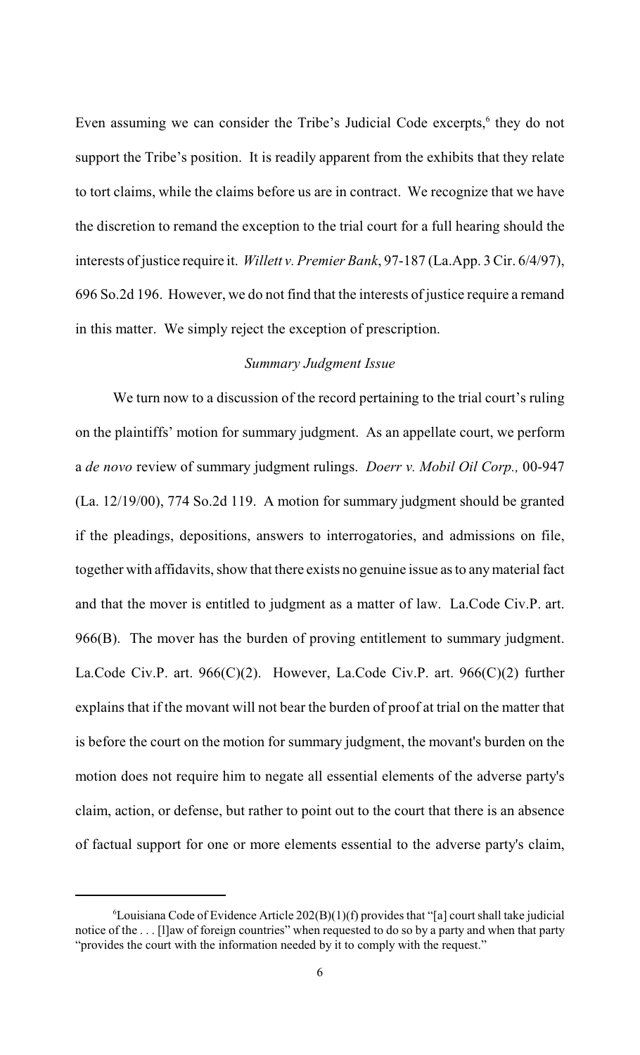Even assuming we can consider the Tribe's Judicial Code excerpts,[6] they do not support the Tribe's position. It is readily apparent from the exhibits that they relate to tort claims, while the claims before us are in contract. We recognize that we have the discretion to remand the exception to the trial court for a full hearing should the interests of justice require it. *Willett v. Premier Bank*, 97-187 (La.App. 3 Cir. 6/4/97), 696 So.2d 196. However, we do not find that the interests of justice require a remand in this matter. We simply reject the exception of prescription.

*Summary Judgment Issue*

We turn now to a discussion of the record pertaining to the trial court's ruling on the plaintiffs' motion for summary judgment. As an appellate court, we perform a *de novo* review of summary judgment rulings. *Doerr v. Mobil Oil Corp.,* 00-947 (La. 12/19/00), 774 So.2d 119. A motion for summary judgment should be granted if the pleadings, depositions, answers to interrogatories, and admissions on file, together with affidavits, show that there exists no genuine issue as to any material fact and that the mover is entitled to judgment as a matter of law. La.Code Civ.P. art. 966(B). The mover has the burden of proving entitlement to summary judgment. La.Code Civ.P. art. 966(C)(2). However, La.Code Civ.P. art. 966(C)(2) further explains that if the movant will not bear the burden of proof at trial on the matter that is before the court on the motion for summary judgment, the movant's burden on the motion does not require him to negate all essential elements of the adverse party's claim, action, or defense, but rather to point out to the court that there is an absence of factual support for one or more elements essential to the adverse party's claim,

---

[6] Louisiana Code of Evidence Article 202(B)(1)(f) provides that "[a] court shall take judicial notice of the . . . [l]aw of foreign countries" when requested to do so by a party and when that party "provides the court with the information needed by it to comply with the request."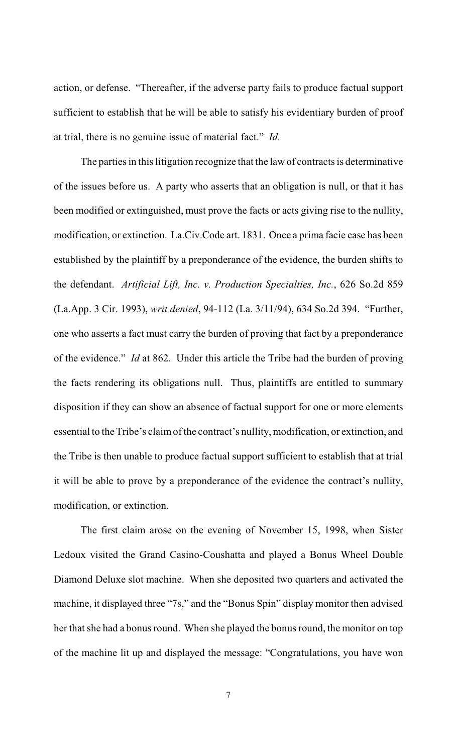action, or defense. "Thereafter, if the adverse party fails to produce factual support sufficient to establish that he will be able to satisfy his evidentiary burden of proof at trial, there is no genuine issue of material fact." *Id.*

The parties in this litigation recognize that the law of contracts is determinative of the issues before us. A party who asserts that an obligation is null, or that it has been modified or extinguished, must prove the facts or acts giving rise to the nullity, modification, or extinction. La.Civ.Code art. 1831. Once a prima facie case has been established by the plaintiff by a preponderance of the evidence, the burden shifts to the defendant. *Artificial Lift, Inc. v. Production Specialties, Inc.*, 626 So.2d 859 (La.App. 3 Cir. 1993), *writ denied*, 94-112 (La. 3/11/94), 634 So.2d 394. "Further, one who asserts a fact must carry the burden of proving that fact by a preponderance of the evidence." *Id* at 862. Under this article the Tribe had the burden of proving the facts rendering its obligations null. Thus, plaintiffs are entitled to summary disposition if they can show an absence of factual support for one or more elements essential to the Tribe's claim of the contract's nullity, modification, or extinction, and the Tribe is then unable to produce factual support sufficient to establish that at trial it will be able to prove by a preponderance of the evidence the contract's nullity, modification, or extinction.

The first claim arose on the evening of November 15, 1998, when Sister Ledoux visited the Grand Casino-Coushatta and played a Bonus Wheel Double Diamond Deluxe slot machine. When she deposited two quarters and activated the machine, it displayed three "7s," and the "Bonus Spin" display monitor then advised her that she had a bonus round. When she played the bonus round, the monitor on top of the machine lit up and displayed the message: "Congratulations, you have won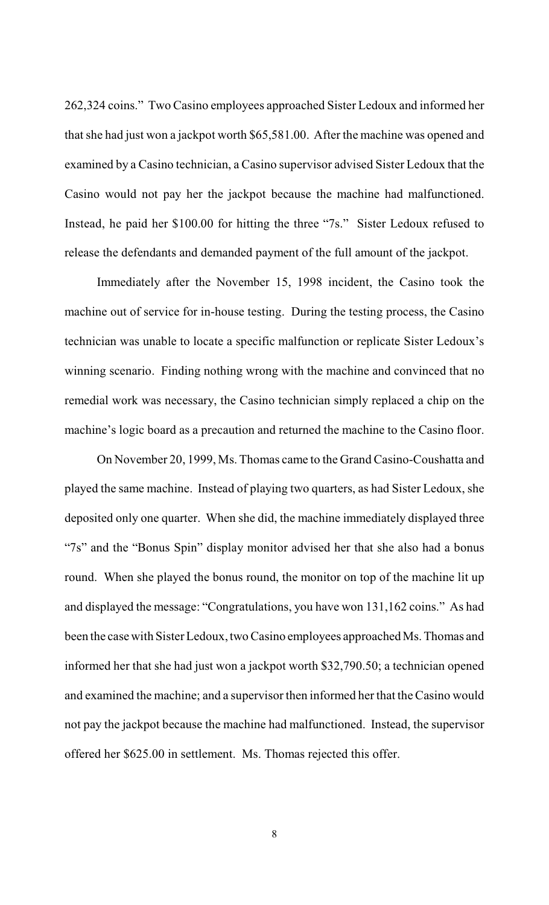262,324 coins." Two Casino employees approached Sister Ledoux and informed her that she had just won a jackpot worth $65,581.00. After the machine was opened and examined by a Casino technician, a Casino supervisor advised Sister Ledoux that the Casino would not pay her the jackpot because the machine had malfunctioned. Instead, he paid her $100.00 for hitting the three "7s." Sister Ledoux refused to release the defendants and demanded payment of the full amount of the jackpot.

Immediately after the November 15, 1998 incident, the Casino took the machine out of service for in-house testing. During the testing process, the Casino technician was unable to locate a specific malfunction or replicate Sister Ledoux's winning scenario. Finding nothing wrong with the machine and convinced that no remedial work was necessary, the Casino technician simply replaced a chip on the machine's logic board as a precaution and returned the machine to the Casino floor.

On November 20, 1999, Ms. Thomas came to the Grand Casino-Coushatta and played the same machine. Instead of playing two quarters, as had Sister Ledoux, she deposited only one quarter. When she did, the machine immediately displayed three "7s" and the "Bonus Spin" display monitor advised her that she also had a bonus round. When she played the bonus round, the monitor on top of the machine lit up and displayed the message: "Congratulations, you have won 131,162 coins." As had been the case with Sister Ledoux, two Casino employees approached Ms. Thomas and informed her that she had just won a jackpot worth $32,790.50; a technician opened and examined the machine; and a supervisor then informed her that the Casino would not pay the jackpot because the machine had malfunctioned. Instead, the supervisor offered her $625.00 in settlement. Ms. Thomas rejected this offer.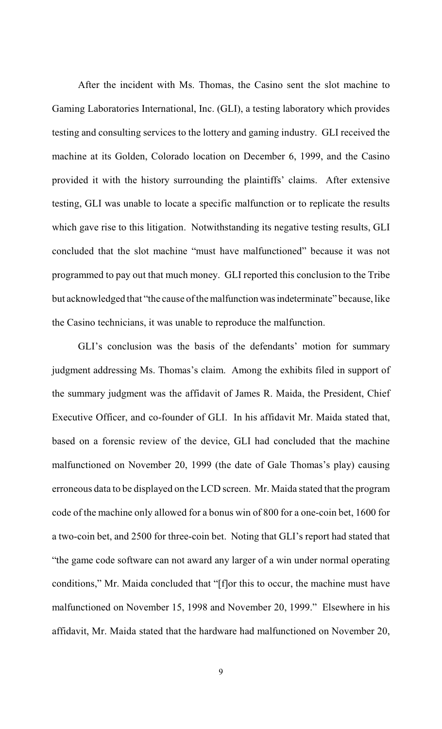After the incident with Ms. Thomas, the Casino sent the slot machine to Gaming Laboratories International, Inc. (GLI), a testing laboratory which provides testing and consulting services to the lottery and gaming industry. GLI received the machine at its Golden, Colorado location on December 6, 1999, and the Casino provided it with the history surrounding the plaintiffs' claims. After extensive testing, GLI was unable to locate a specific malfunction or to replicate the results which gave rise to this litigation. Notwithstanding its negative testing results, GLI concluded that the slot machine "must have malfunctioned" because it was not programmed to pay out that much money. GLI reported this conclusion to the Tribe but acknowledged that "the cause of the malfunction was indeterminate" because, like the Casino technicians, it was unable to reproduce the malfunction.

GLI's conclusion was the basis of the defendants' motion for summary judgment addressing Ms. Thomas's claim. Among the exhibits filed in support of the summary judgment was the affidavit of James R. Maida, the President, Chief Executive Officer, and co-founder of GLI. In his affidavit Mr. Maida stated that, based on a forensic review of the device, GLI had concluded that the machine malfunctioned on November 20, 1999 (the date of Gale Thomas's play) causing erroneous data to be displayed on the LCD screen. Mr. Maida stated that the program code of the machine only allowed for a bonus win of 800 for a one-coin bet, 1600 for a two-coin bet, and 2500 for three-coin bet. Noting that GLI's report had stated that "the game code software can not award any larger of a win under normal operating conditions," Mr. Maida concluded that "[f]or this to occur, the machine must have malfunctioned on November 15, 1998 and November 20, 1999." Elsewhere in his affidavit, Mr. Maida stated that the hardware had malfunctioned on November 20,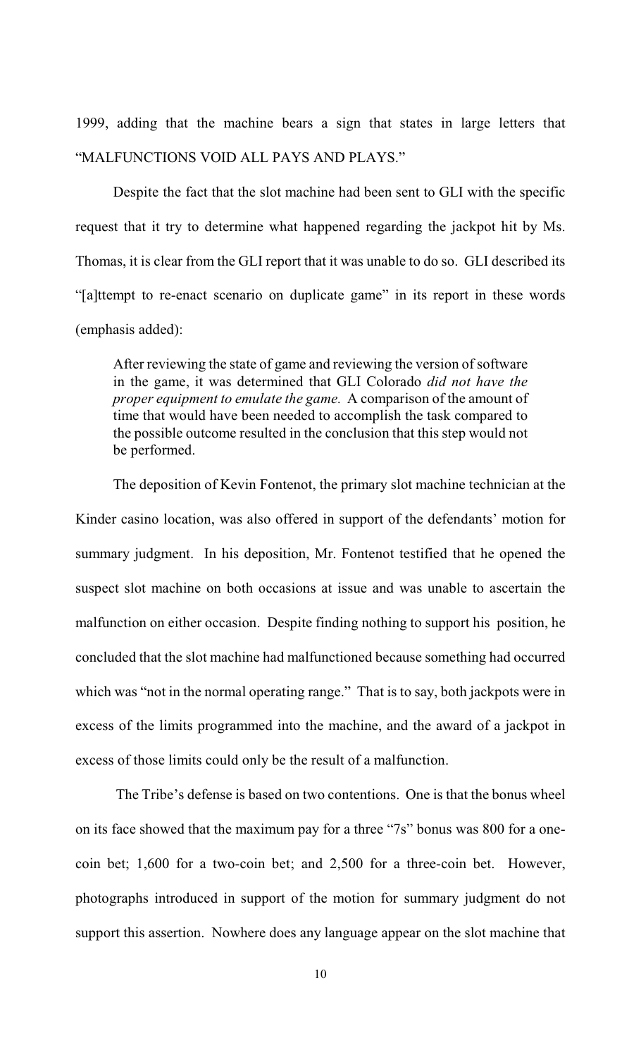1999, adding that the machine bears a sign that states in large letters that "MALFUNCTIONS VOID ALL PAYS AND PLAYS."

Despite the fact that the slot machine had been sent to GLI with the specific request that it try to determine what happened regarding the jackpot hit by Ms. Thomas, it is clear from the GLI report that it was unable to do so. GLI described its "[a]ttempt to re-enact scenario on duplicate game" in its report in these words (emphasis added):

> After reviewing the state of game and reviewing the version of software in the game, it was determined that GLI Colorado *did not have the proper equipment to emulate the game.* A comparison of the amount of time that would have been needed to accomplish the task compared to the possible outcome resulted in the conclusion that this step would not be performed.

The deposition of Kevin Fontenot, the primary slot machine technician at the Kinder casino location, was also offered in support of the defendants' motion for summary judgment. In his deposition, Mr. Fontenot testified that he opened the suspect slot machine on both occasions at issue and was unable to ascertain the malfunction on either occasion. Despite finding nothing to support his position, he concluded that the slot machine had malfunctioned because something had occurred which was "not in the normal operating range." That is to say, both jackpots were in excess of the limits programmed into the machine, and the award of a jackpot in excess of those limits could only be the result of a malfunction.

The Tribe's defense is based on two contentions. One is that the bonus wheel on its face showed that the maximum pay for a three "7s" bonus was 800 for a one-coin bet; 1,600 for a two-coin bet; and 2,500 for a three-coin bet. However, photographs introduced in support of the motion for summary judgment do not support this assertion. Nowhere does any language appear on the slot machine that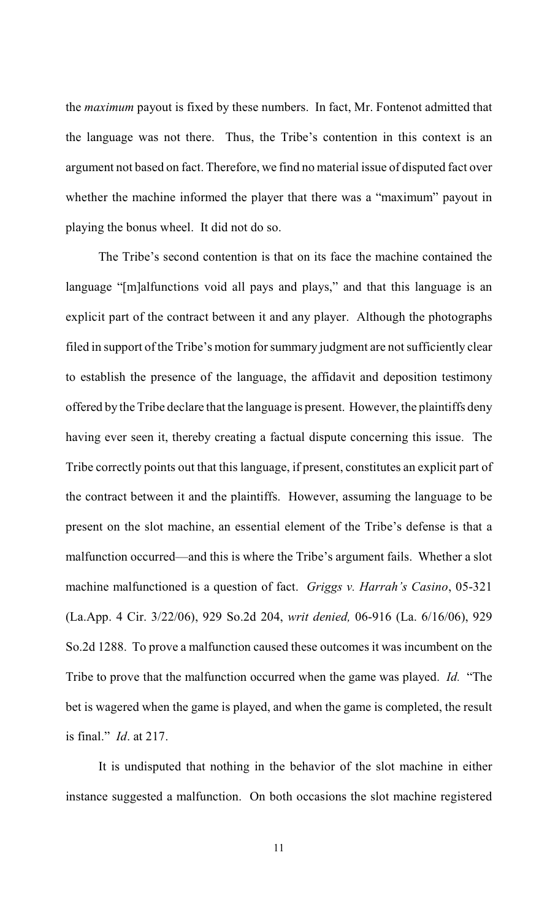the *maximum* payout is fixed by these numbers. In fact, Mr. Fontenot admitted that the language was not there. Thus, the Tribe's contention in this context is an argument not based on fact. Therefore, we find no material issue of disputed fact over whether the machine informed the player that there was a "maximum" payout in playing the bonus wheel. It did not do so.

The Tribe's second contention is that on its face the machine contained the language "[m]alfunctions void all pays and plays," and that this language is an explicit part of the contract between it and any player. Although the photographs filed in support of the Tribe's motion for summary judgment are not sufficiently clear to establish the presence of the language, the affidavit and deposition testimony offered by the Tribe declare that the language is present. However, the plaintiffs deny having ever seen it, thereby creating a factual dispute concerning this issue. The Tribe correctly points out that this language, if present, constitutes an explicit part of the contract between it and the plaintiffs. However, assuming the language to be present on the slot machine, an essential element of the Tribe's defense is that a malfunction occurred—and this is where the Tribe's argument fails. Whether a slot machine malfunctioned is a question of fact. *Griggs v. Harrah's Casino*, 05-321 (La.App. 4 Cir. 3/22/06), 929 So.2d 204, *writ denied,* 06-916 (La. 6/16/06), 929 So.2d 1288. To prove a malfunction caused these outcomes it was incumbent on the Tribe to prove that the malfunction occurred when the game was played. *Id.* "The bet is wagered when the game is played, and when the game is completed, the result is final." *Id*. at 217.

It is undisputed that nothing in the behavior of the slot machine in either instance suggested a malfunction. On both occasions the slot machine registered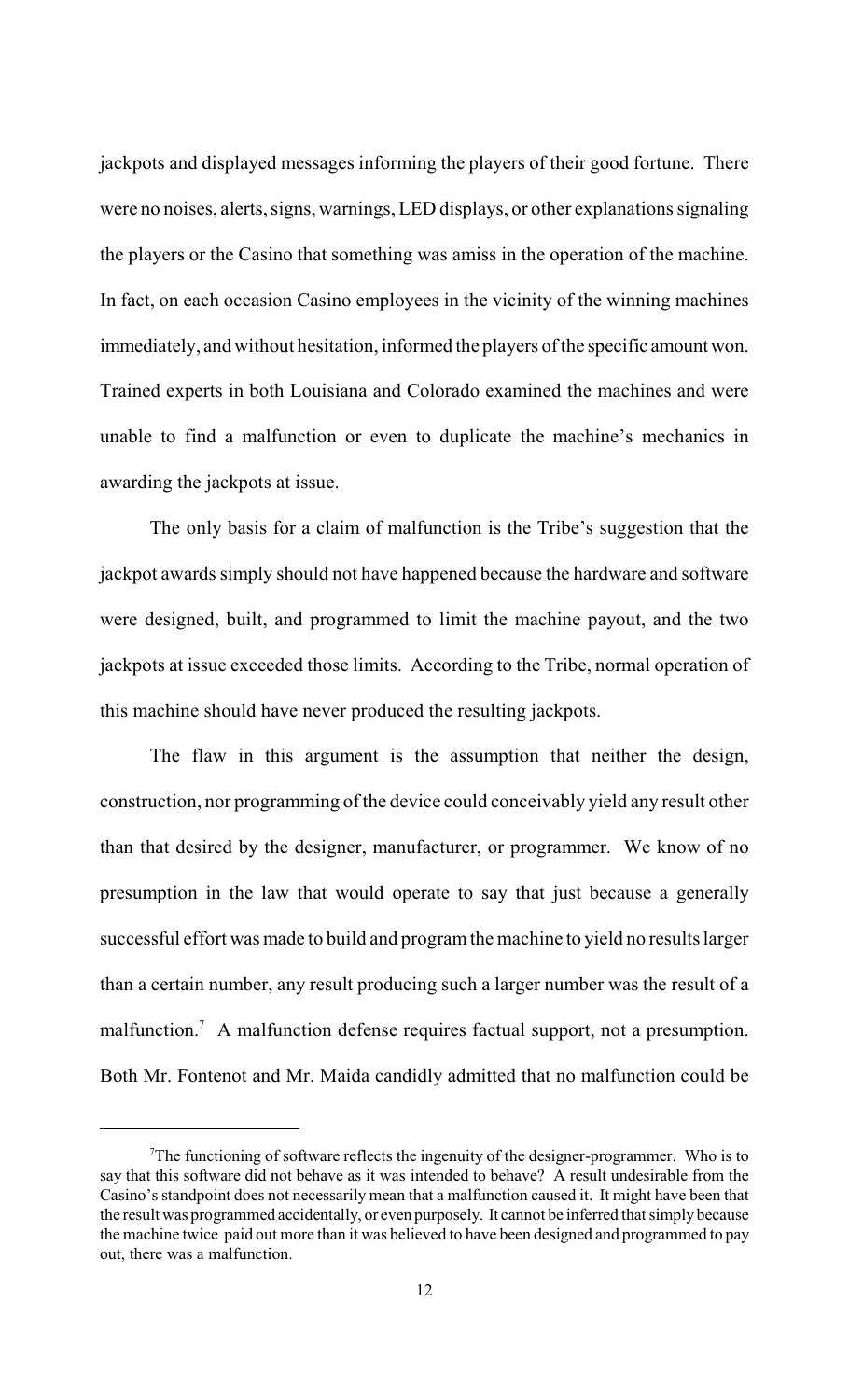jackpots and displayed messages informing the players of their good fortune. There were no noises, alerts, signs, warnings, LED displays, or other explanations signaling the players or the Casino that something was amiss in the operation of the machine. In fact, on each occasion Casino employees in the vicinity of the winning machines immediately, and without hesitation, informed the players of the specific amount won. Trained experts in both Louisiana and Colorado examined the machines and were unable to find a malfunction or even to duplicate the machine's mechanics in awarding the jackpots at issue.

The only basis for a claim of malfunction is the Tribe's suggestion that the jackpot awards simply should not have happened because the hardware and software were designed, built, and programmed to limit the machine payout, and the two jackpots at issue exceeded those limits. According to the Tribe, normal operation of this machine should have never produced the resulting jackpots.

The flaw in this argument is the assumption that neither the design, construction, nor programming of the device could conceivably yield any result other than that desired by the designer, manufacturer, or programmer. We know of no presumption in the law that would operate to say that just because a generally successful effort was made to build and program the machine to yield no results larger than a certain number, any result producing such a larger number was the result of a malfunction.[7] A malfunction defense requires factual support, not a presumption. Both Mr. Fontenot and Mr. Maida candidly admitted that no malfunction could be

---

[7] The functioning of software reflects the ingenuity of the designer-programmer. Who is to say that this software did not behave as it was intended to behave? A result undesirable from the Casino's standpoint does not necessarily mean that a malfunction caused it. It might have been that the result was programmed accidentally, or even purposely. It cannot be inferred that simply because the machine twice paid out more than it was believed to have been designed and programmed to pay out, there was a malfunction.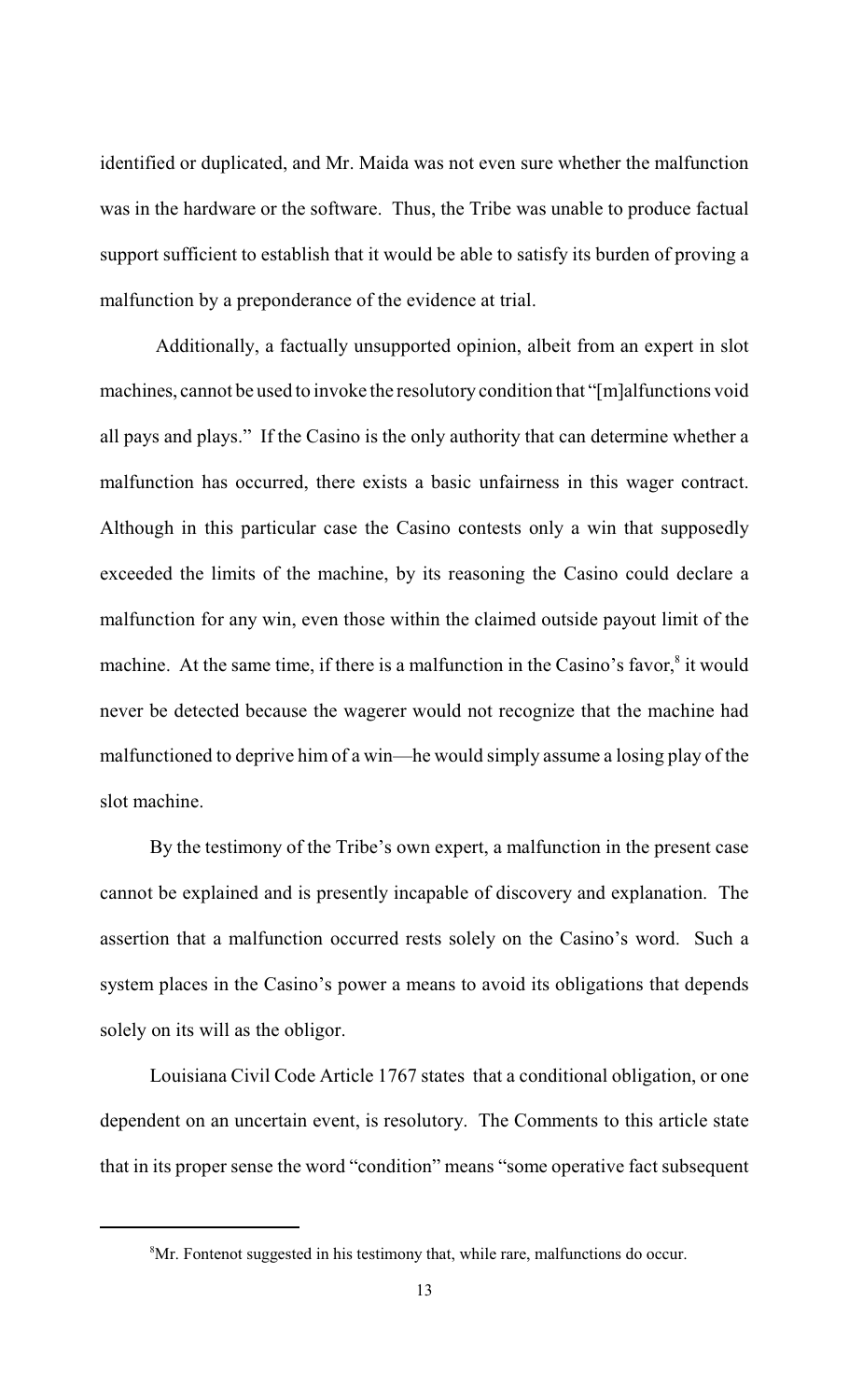identified or duplicated, and Mr. Maida was not even sure whether the malfunction was in the hardware or the software. Thus, the Tribe was unable to produce factual support sufficient to establish that it would be able to satisfy its burden of proving a malfunction by a preponderance of the evidence at trial.

Additionally, a factually unsupported opinion, albeit from an expert in slot machines, cannot be used to invoke the resolutory condition that "[m]alfunctions void all pays and plays." If the Casino is the only authority that can determine whether a malfunction has occurred, there exists a basic unfairness in this wager contract. Although in this particular case the Casino contests only a win that supposedly exceeded the limits of the machine, by its reasoning the Casino could declare a malfunction for any win, even those within the claimed outside payout limit of the machine. At the same time, if there is a malfunction in the Casino's favor,[8] it would never be detected because the wagerer would not recognize that the machine had malfunctioned to deprive him of a win—he would simply assume a losing play of the slot machine.

By the testimony of the Tribe's own expert, a malfunction in the present case cannot be explained and is presently incapable of discovery and explanation. The assertion that a malfunction occurred rests solely on the Casino's word. Such a system places in the Casino's power a means to avoid its obligations that depends solely on its will as the obligor.

Louisiana Civil Code Article 1767 states that a conditional obligation, or one dependent on an uncertain event, is resolutory. The Comments to this article state that in its proper sense the word "condition" means "some operative fact subsequent

---

[8] Mr. Fontenot suggested in his testimony that, while rare, malfunctions do occur.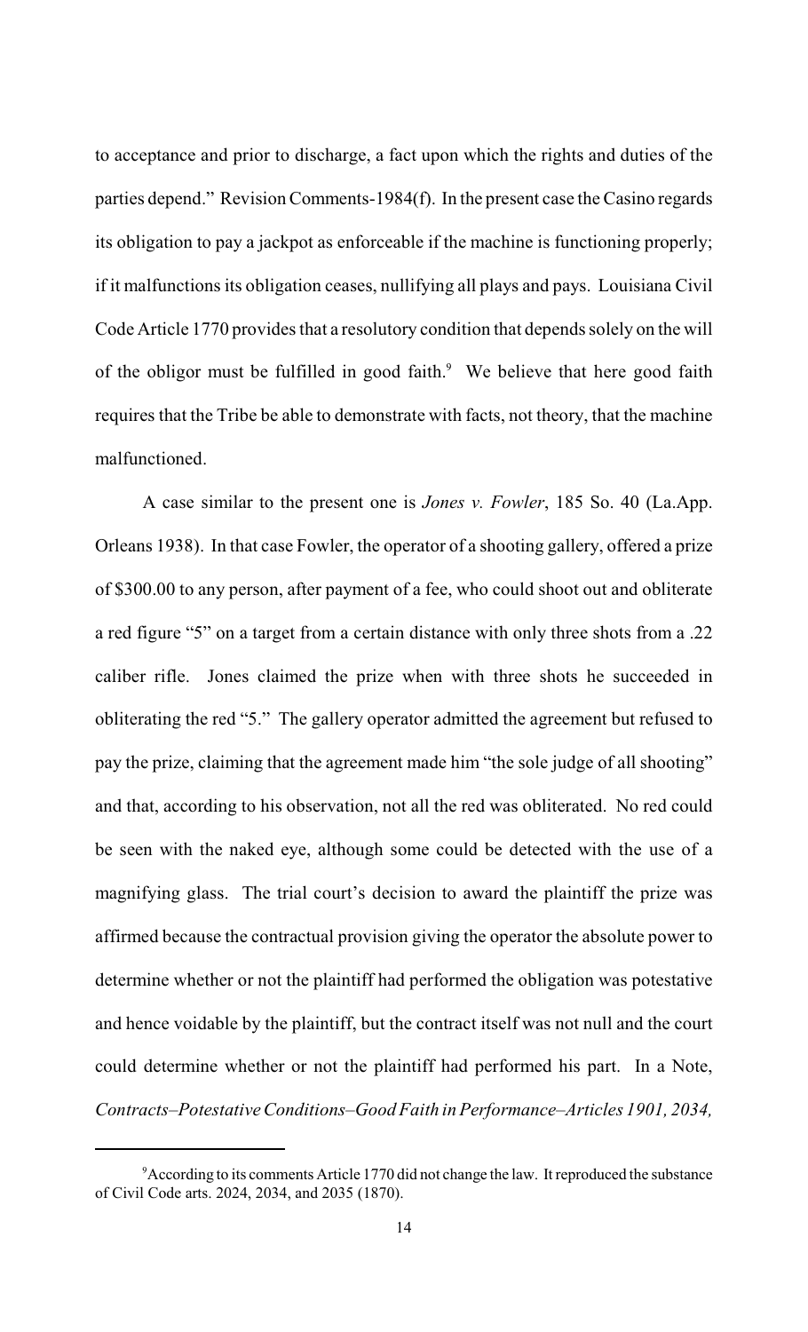to acceptance and prior to discharge, a fact upon which the rights and duties of the parties depend." Revision Comments-1984(f). In the present case the Casino regards its obligation to pay a jackpot as enforceable if the machine is functioning properly; if it malfunctions its obligation ceases, nullifying all plays and pays. Louisiana Civil Code Article 1770 provides that a resolutory condition that depends solely on the will of the obligor must be fulfilled in good faith.[9] We believe that here good faith requires that the Tribe be able to demonstrate with facts, not theory, that the machine malfunctioned.

A case similar to the present one is *Jones v. Fowler*, 185 So. 40 (La.App. Orleans 1938). In that case Fowler, the operator of a shooting gallery, offered a prize of $300.00 to any person, after payment of a fee, who could shoot out and obliterate a red figure "5" on a target from a certain distance with only three shots from a .22 caliber rifle. Jones claimed the prize when with three shots he succeeded in obliterating the red "5." The gallery operator admitted the agreement but refused to pay the prize, claiming that the agreement made him "the sole judge of all shooting" and that, according to his observation, not all the red was obliterated. No red could be seen with the naked eye, although some could be detected with the use of a magnifying glass. The trial court's decision to award the plaintiff the prize was affirmed because the contractual provision giving the operator the absolute power to determine whether or not the plaintiff had performed the obligation was potestative and hence voidable by the plaintiff, but the contract itself was not null and the court could determine whether or not the plaintiff had performed his part. In a Note, *Contracts–Potestative Conditions–Good Faith in Performance–Articles 1901, 2034,*

---

[9] According to its comments Article 1770 did not change the law. It reproduced the substance of Civil Code arts. 2024, 2034, and 2035 (1870).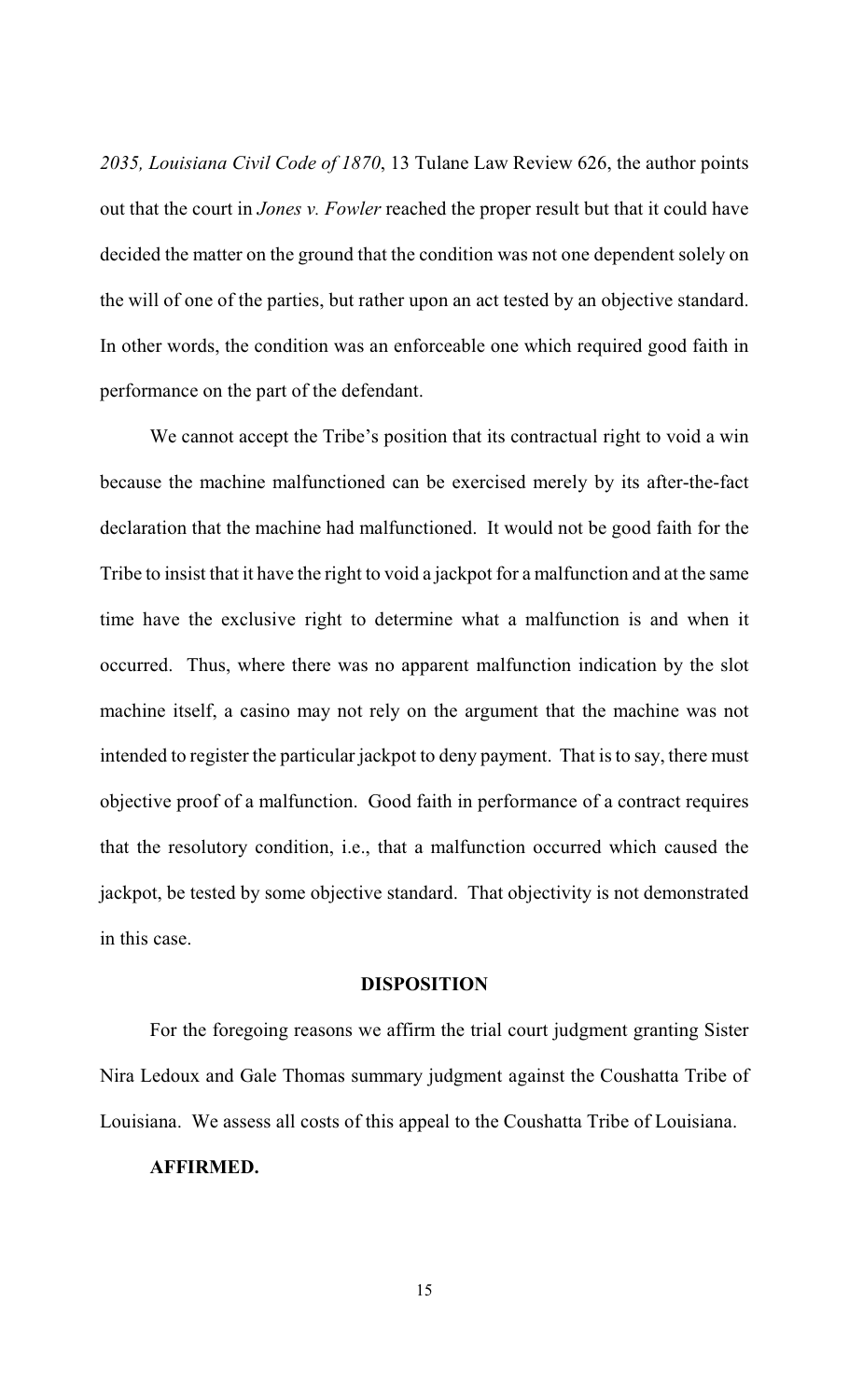*2035, Louisiana Civil Code of 1870*, 13 Tulane Law Review 626, the author points out that the court in *Jones v. Fowler* reached the proper result but that it could have decided the matter on the ground that the condition was not one dependent solely on the will of one of the parties, but rather upon an act tested by an objective standard. In other words, the condition was an enforceable one which required good faith in performance on the part of the defendant.

We cannot accept the Tribe's position that its contractual right to void a win because the machine malfunctioned can be exercised merely by its after-the-fact declaration that the machine had malfunctioned. It would not be good faith for the Tribe to insist that it have the right to void a jackpot for a malfunction and at the same time have the exclusive right to determine what a malfunction is and when it occurred. Thus, where there was no apparent malfunction indication by the slot machine itself, a casino may not rely on the argument that the machine was not intended to register the particular jackpot to deny payment. That is to say, there must objective proof of a malfunction. Good faith in performance of a contract requires that the resolutory condition, i.e., that a malfunction occurred which caused the jackpot, be tested by some objective standard. That objectivity is not demonstrated in this case.

## DISPOSITION

For the foregoing reasons we affirm the trial court judgment granting Sister Nira Ledoux and Gale Thomas summary judgment against the Coushatta Tribe of Louisiana. We assess all costs of this appeal to the Coushatta Tribe of Louisiana.

**AFFIRMED.**